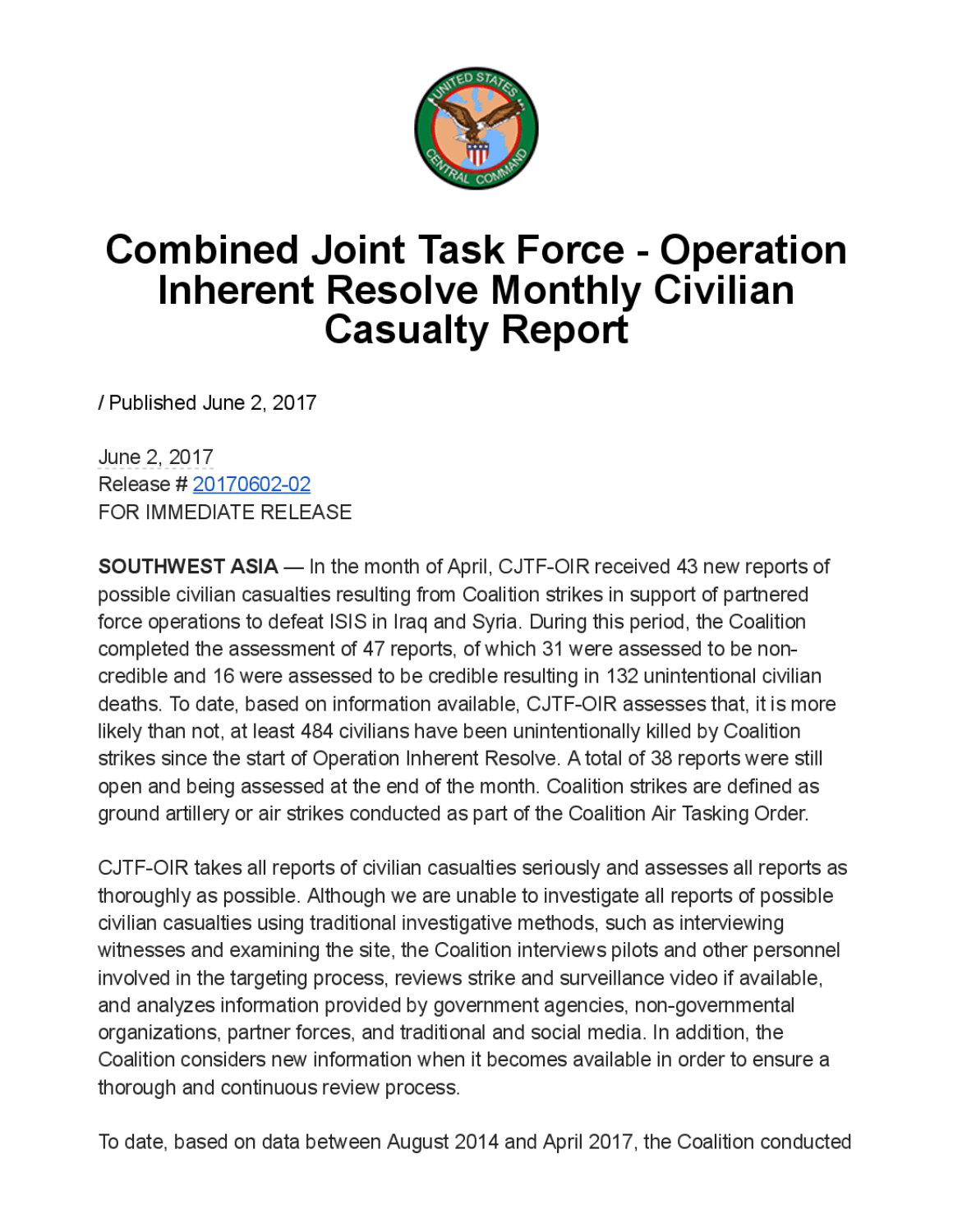# Combined Joint Task Force - Operation Inherent Resolve Monthly Civilian Casualty Report

/ Published June 2, 2017

June 2, 2017
Release # 20170602-02
FOR IMMEDIATE RELEASE

**SOUTHWEST ASIA** — In the month of April, CJTF-OIR received 43 new reports of possible civilian casualties resulting from Coalition strikes in support of partnered force operations to defeat ISIS in Iraq and Syria. During this period, the Coalition completed the assessment of 47 reports, of which 31 were assessed to be non-credible and 16 were assessed to be credible resulting in 132 unintentional civilian deaths. To date, based on information available, CJTF-OIR assesses that, it is more likely than not, at least 484 civilians have been unintentionally killed by Coalition strikes since the start of Operation Inherent Resolve. A total of 38 reports were still open and being assessed at the end of the month. Coalition strikes are defined as ground artillery or air strikes conducted as part of the Coalition Air Tasking Order.

CJTF-OIR takes all reports of civilian casualties seriously and assesses all reports as thoroughly as possible. Although we are unable to investigate all reports of possible civilian casualties using traditional investigative methods, such as interviewing witnesses and examining the site, the Coalition interviews pilots and other personnel involved in the targeting process, reviews strike and surveillance video if available, and analyzes information provided by government agencies, non-governmental organizations, partner forces, and traditional and social media. In addition, the Coalition considers new information when it becomes available in order to ensure a thorough and continuous review process.

To date, based on data between August 2014 and April 2017, the Coalition conducted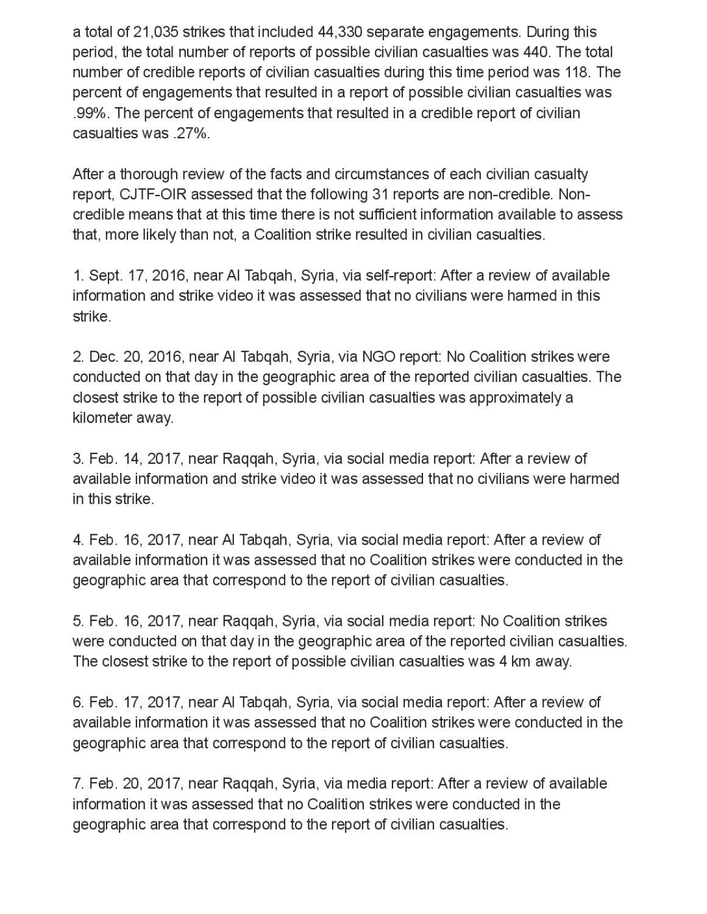a total of 21,035 strikes that included 44,330 separate engagements. During this period, the total number of reports of possible civilian casualties was 440. The total number of credible reports of civilian casualties during this time period was 118. The percent of engagements that resulted in a report of possible civilian casualties was .99%. The percent of engagements that resulted in a credible report of civilian casualties was .27%.

After a thorough review of the facts and circumstances of each civilian casualty report, CJTF-OIR assessed that the following 31 reports are non-credible. Non-credible means that at this time there is not sufficient information available to assess that, more likely than not, a Coalition strike resulted in civilian casualties.

1. Sept. 17, 2016, near Al Tabqah, Syria, via self-report: After a review of available information and strike video it was assessed that no civilians were harmed in this strike.

2. Dec. 20, 2016, near Al Tabqah, Syria, via NGO report: No Coalition strikes were conducted on that day in the geographic area of the reported civilian casualties. The closest strike to the report of possible civilian casualties was approximately a kilometer away.

3. Feb. 14, 2017, near Raqqah, Syria, via social media report: After a review of available information and strike video it was assessed that no civilians were harmed in this strike.

4. Feb. 16, 2017, near Al Tabqah, Syria, via social media report: After a review of available information it was assessed that no Coalition strikes were conducted in the geographic area that correspond to the report of civilian casualties.

5. Feb. 16, 2017, near Raqqah, Syria, via social media report: No Coalition strikes were conducted on that day in the geographic area of the reported civilian casualties. The closest strike to the report of possible civilian casualties was 4 km away.

6. Feb. 17, 2017, near Al Tabqah, Syria, via social media report: After a review of available information it was assessed that no Coalition strikes were conducted in the geographic area that correspond to the report of civilian casualties.

7. Feb. 20, 2017, near Raqqah, Syria, via media report: After a review of available information it was assessed that no Coalition strikes were conducted in the geographic area that correspond to the report of civilian casualties.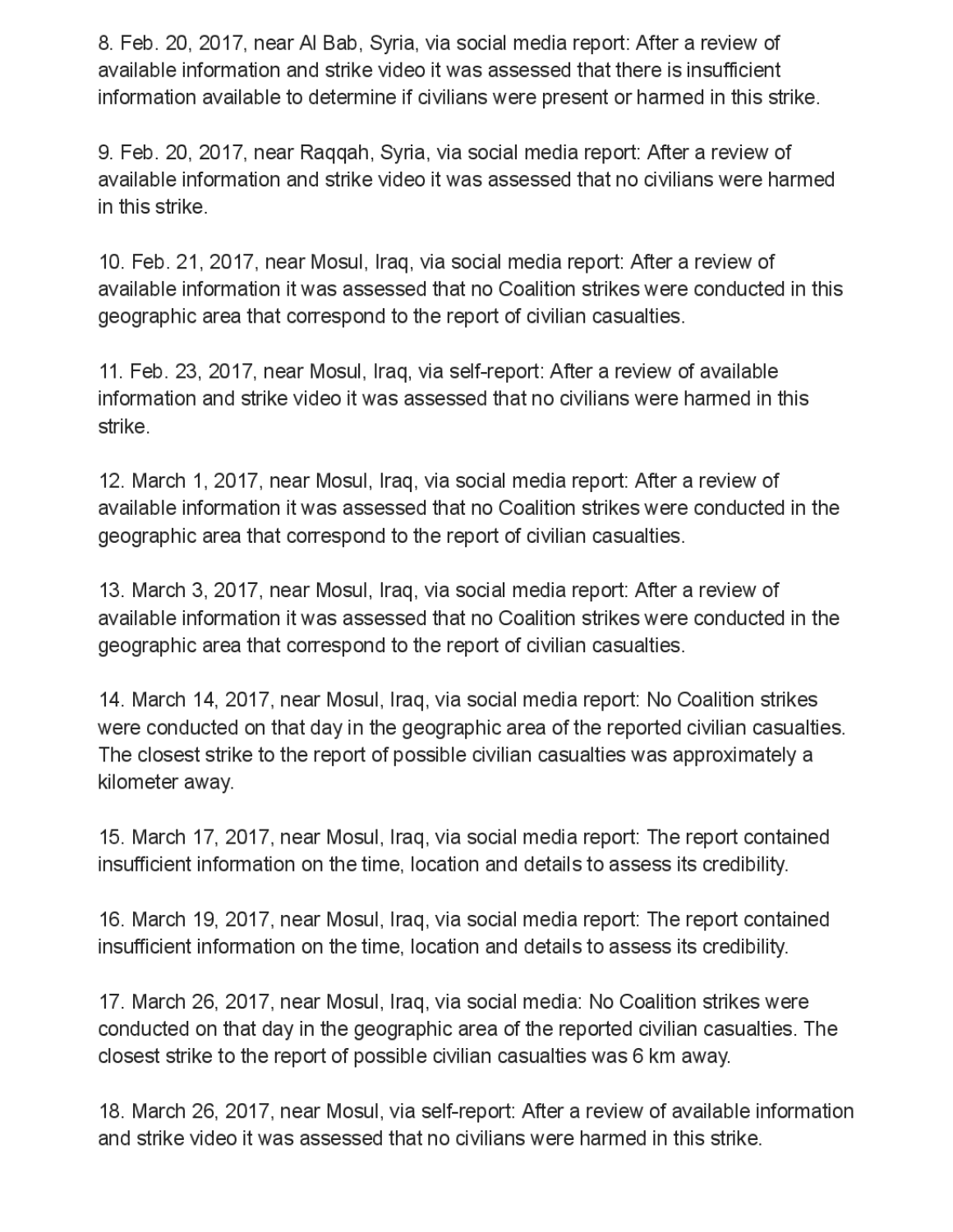8. Feb. 20, 2017, near Al Bab, Syria, via social media report: After a review of available information and strike video it was assessed that there is insufficient information available to determine if civilians were present or harmed in this strike.

9. Feb. 20, 2017, near Raqqah, Syria, via social media report: After a review of available information and strike video it was assessed that no civilians were harmed in this strike.

10. Feb. 21, 2017, near Mosul, Iraq, via social media report: After a review of available information it was assessed that no Coalition strikes were conducted in this geographic area that correspond to the report of civilian casualties.

11. Feb. 23, 2017, near Mosul, Iraq, via self-report: After a review of available information and strike video it was assessed that no civilians were harmed in this strike.

12. March 1, 2017, near Mosul, Iraq, via social media report: After a review of available information it was assessed that no Coalition strikes were conducted in the geographic area that correspond to the report of civilian casualties.

13. March 3, 2017, near Mosul, Iraq, via social media report: After a review of available information it was assessed that no Coalition strikes were conducted in the geographic area that correspond to the report of civilian casualties.

14. March 14, 2017, near Mosul, Iraq, via social media report: No Coalition strikes were conducted on that day in the geographic area of the reported civilian casualties. The closest strike to the report of possible civilian casualties was approximately a kilometer away.

15. March 17, 2017, near Mosul, Iraq, via social media report: The report contained insufficient information on the time, location and details to assess its credibility.

16. March 19, 2017, near Mosul, Iraq, via social media report: The report contained insufficient information on the time, location and details to assess its credibility.

17. March 26, 2017, near Mosul, Iraq, via social media: No Coalition strikes were conducted on that day in the geographic area of the reported civilian casualties. The closest strike to the report of possible civilian casualties was 6 km away.

18. March 26, 2017, near Mosul, via self-report: After a review of available information and strike video it was assessed that no civilians were harmed in this strike.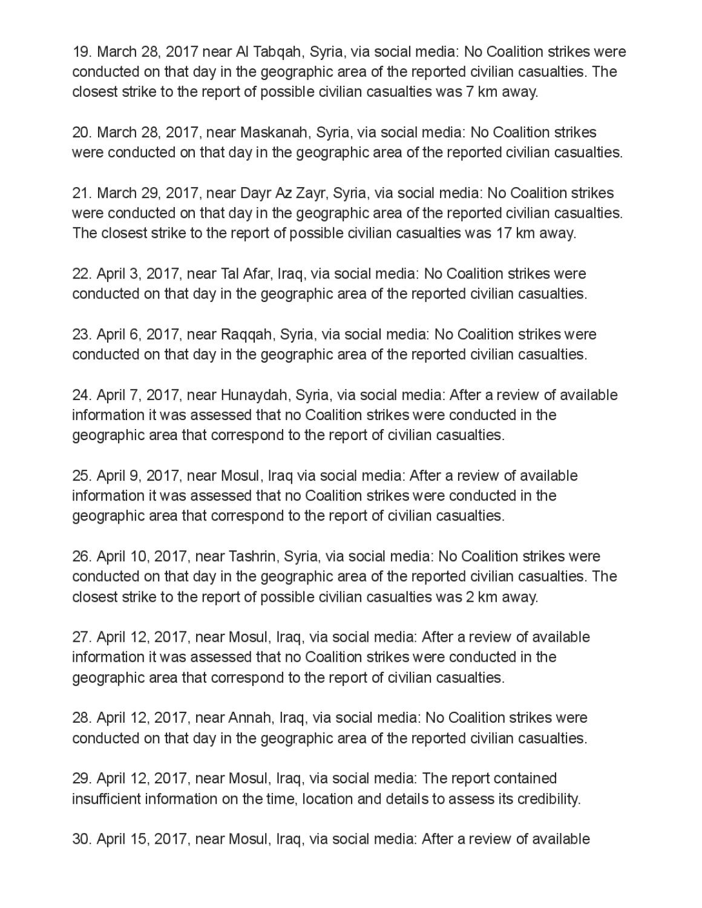19. March 28, 2017 near Al Tabqah, Syria, via social media: No Coalition strikes were conducted on that day in the geographic area of the reported civilian casualties. The closest strike to the report of possible civilian casualties was 7 km away.

20. March 28, 2017, near Maskanah, Syria, via social media: No Coalition strikes were conducted on that day in the geographic area of the reported civilian casualties.

21. March 29, 2017, near Dayr Az Zayr, Syria, via social media: No Coalition strikes were conducted on that day in the geographic area of the reported civilian casualties. The closest strike to the report of possible civilian casualties was 17 km away.

22. April 3, 2017, near Tal Afar, Iraq, via social media: No Coalition strikes were conducted on that day in the geographic area of the reported civilian casualties.

23. April 6, 2017, near Raqqah, Syria, via social media: No Coalition strikes were conducted on that day in the geographic area of the reported civilian casualties.

24. April 7, 2017, near Hunaydah, Syria, via social media: After a review of available information it was assessed that no Coalition strikes were conducted in the geographic area that correspond to the report of civilian casualties.

25. April 9, 2017, near Mosul, Iraq via social media: After a review of available information it was assessed that no Coalition strikes were conducted in the geographic area that correspond to the report of civilian casualties.

26. April 10, 2017, near Tashrin, Syria, via social media: No Coalition strikes were conducted on that day in the geographic area of the reported civilian casualties. The closest strike to the report of possible civilian casualties was 2 km away.

27. April 12, 2017, near Mosul, Iraq, via social media: After a review of available information it was assessed that no Coalition strikes were conducted in the geographic area that correspond to the report of civilian casualties.

28. April 12, 2017, near Annah, Iraq, via social media: No Coalition strikes were conducted on that day in the geographic area of the reported civilian casualties.

29. April 12, 2017, near Mosul, Iraq, via social media: The report contained insufficient information on the time, location and details to assess its credibility.

30. April 15, 2017, near Mosul, Iraq, via social media: After a review of available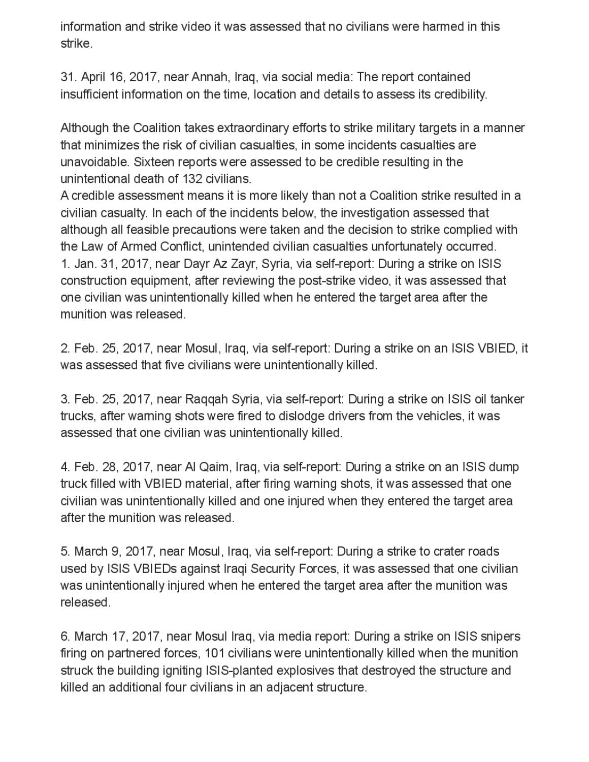information and strike video it was assessed that no civilians were harmed in this strike.

31. April 16, 2017, near Annah, Iraq, via social media: The report contained insufficient information on the time, location and details to assess its credibility.

Although the Coalition takes extraordinary efforts to strike military targets in a manner that minimizes the risk of civilian casualties, in some incidents casualties are unavoidable. Sixteen reports were assessed to be credible resulting in the unintentional death of 132 civilians.
A credible assessment means it is more likely than not a Coalition strike resulted in a civilian casualty. In each of the incidents below, the investigation assessed that although all feasible precautions were taken and the decision to strike complied with the Law of Armed Conflict, unintended civilian casualties unfortunately occurred.

1. Jan. 31, 2017, near Dayr Az Zayr, Syria, via self-report: During a strike on ISIS construction equipment, after reviewing the post-strike video, it was assessed that one civilian was unintentionally killed when he entered the target area after the munition was released.

2. Feb. 25, 2017, near Mosul, Iraq, via self-report: During a strike on an ISIS VBIED, it was assessed that five civilians were unintentionally killed.

3. Feb. 25, 2017, near Raqqah Syria, via self-report: During a strike on ISIS oil tanker trucks, after warning shots were fired to dislodge drivers from the vehicles, it was assessed that one civilian was unintentionally killed.

4. Feb. 28, 2017, near Al Qaim, Iraq, via self-report: During a strike on an ISIS dump truck filled with VBIED material, after firing warning shots, it was assessed that one civilian was unintentionally killed and one injured when they entered the target area after the munition was released.

5. March 9, 2017, near Mosul, Iraq, via self-report: During a strike to crater roads used by ISIS VBIEDs against Iraqi Security Forces, it was assessed that one civilian was unintentionally injured when he entered the target area after the munition was released.

6. March 17, 2017, near Mosul Iraq, via media report: During a strike on ISIS snipers firing on partnered forces, 101 civilians were unintentionally killed when the munition struck the building igniting ISIS-planted explosives that destroyed the structure and killed an additional four civilians in an adjacent structure.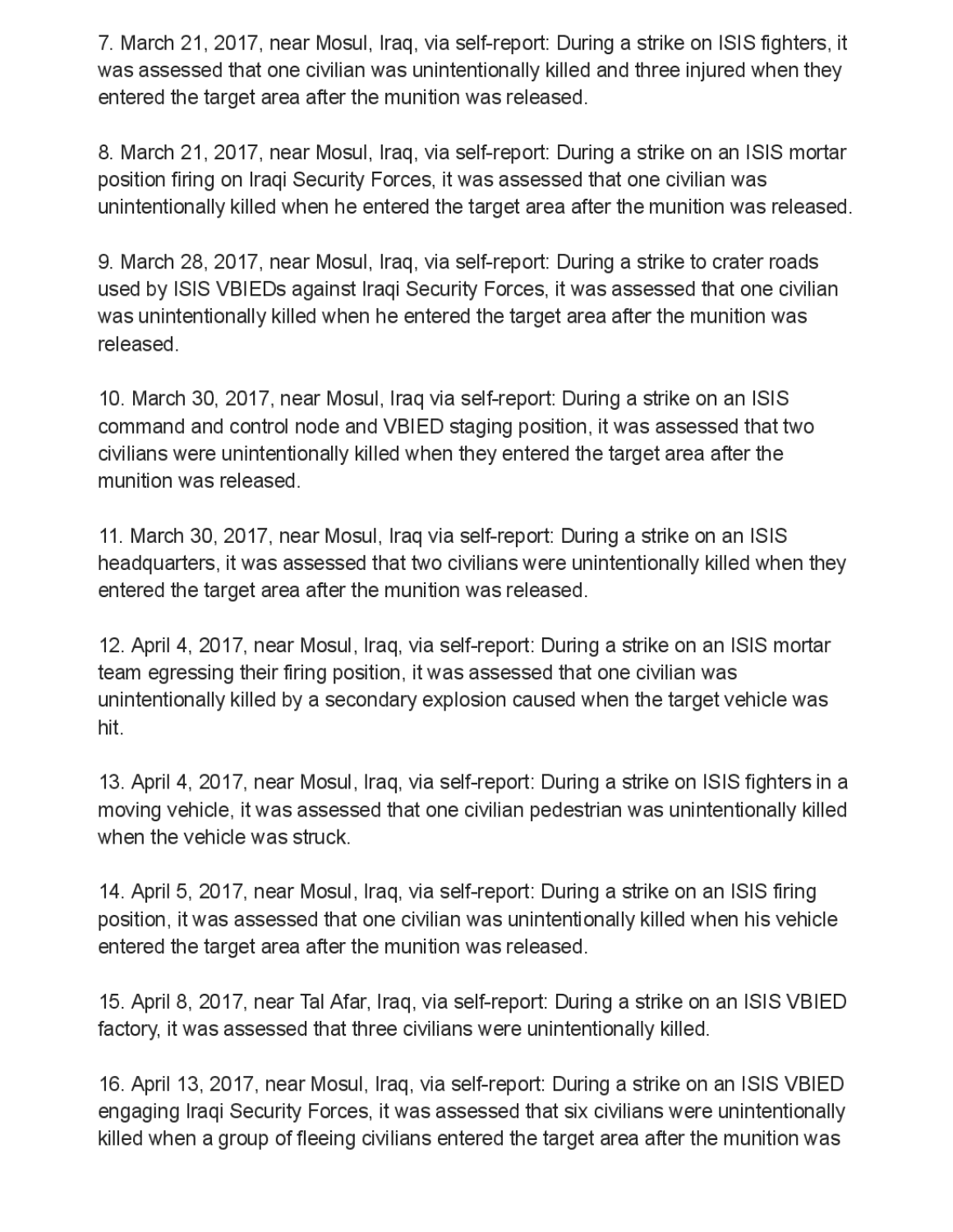7. March 21, 2017, near Mosul, Iraq, via self-report: During a strike on ISIS fighters, it was assessed that one civilian was unintentionally killed and three injured when they entered the target area after the munition was released.

8. March 21, 2017, near Mosul, Iraq, via self-report: During a strike on an ISIS mortar position firing on Iraqi Security Forces, it was assessed that one civilian was unintentionally killed when he entered the target area after the munition was released.

9. March 28, 2017, near Mosul, Iraq, via self-report: During a strike to crater roads used by ISIS VBIEDs against Iraqi Security Forces, it was assessed that one civilian was unintentionally killed when he entered the target area after the munition was released.

10. March 30, 2017, near Mosul, Iraq via self-report: During a strike on an ISIS command and control node and VBIED staging position, it was assessed that two civilians were unintentionally killed when they entered the target area after the munition was released.

11. March 30, 2017, near Mosul, Iraq via self-report: During a strike on an ISIS headquarters, it was assessed that two civilians were unintentionally killed when they entered the target area after the munition was released.

12. April 4, 2017, near Mosul, Iraq, via self-report: During a strike on an ISIS mortar team egressing their firing position, it was assessed that one civilian was unintentionally killed by a secondary explosion caused when the target vehicle was hit.

13. April 4, 2017, near Mosul, Iraq, via self-report: During a strike on ISIS fighters in a moving vehicle, it was assessed that one civilian pedestrian was unintentionally killed when the vehicle was struck.

14. April 5, 2017, near Mosul, Iraq, via self-report: During a strike on an ISIS firing position, it was assessed that one civilian was unintentionally killed when his vehicle entered the target area after the munition was released.

15. April 8, 2017, near Tal Afar, Iraq, via self-report: During a strike on an ISIS VBIED factory, it was assessed that three civilians were unintentionally killed.

16. April 13, 2017, near Mosul, Iraq, via self-report: During a strike on an ISIS VBIED engaging Iraqi Security Forces, it was assessed that six civilians were unintentionally killed when a group of fleeing civilians entered the target area after the munition was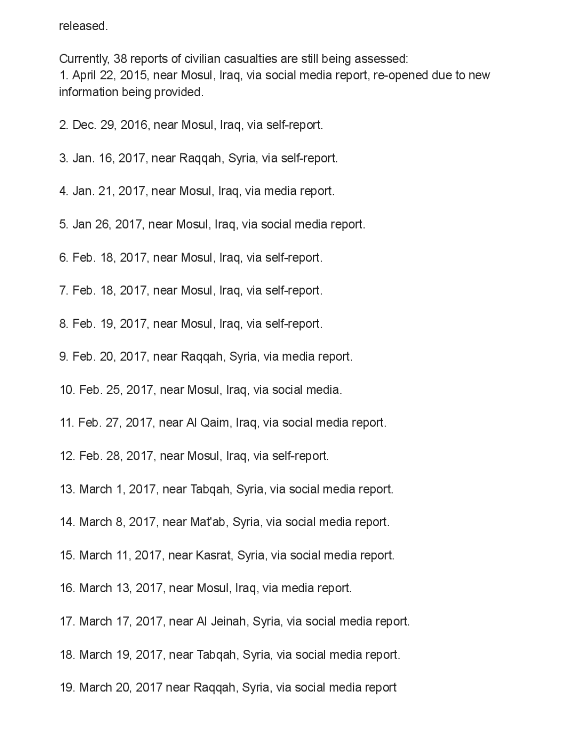released.

Currently, 38 reports of civilian casualties are still being assessed:

1. April 22, 2015, near Mosul, Iraq, via social media report, re-opened due to new information being provided.

2. Dec. 29, 2016, near Mosul, Iraq, via self-report.

3. Jan. 16, 2017, near Raqqah, Syria, via self-report.

4. Jan. 21, 2017, near Mosul, Iraq, via media report.

5. Jan 26, 2017, near Mosul, Iraq, via social media report.

6. Feb. 18, 2017, near Mosul, Iraq, via self-report.

7. Feb. 18, 2017, near Mosul, Iraq, via self-report.

8. Feb. 19, 2017, near Mosul, Iraq, via self-report.

9. Feb. 20, 2017, near Raqqah, Syria, via media report.

10. Feb. 25, 2017, near Mosul, Iraq, via social media.

11. Feb. 27, 2017, near Al Qaim, Iraq, via social media report.

12. Feb. 28, 2017, near Mosul, Iraq, via self-report.

13. March 1, 2017, near Tabqah, Syria, via social media report.

14. March 8, 2017, near Mat'ab, Syria, via social media report.

15. March 11, 2017, near Kasrat, Syria, via social media report.

16. March 13, 2017, near Mosul, Iraq, via media report.

17. March 17, 2017, near Al Jeinah, Syria, via social media report.

18. March 19, 2017, near Tabqah, Syria, via social media report.

19. March 20, 2017 near Raqqah, Syria, via social media report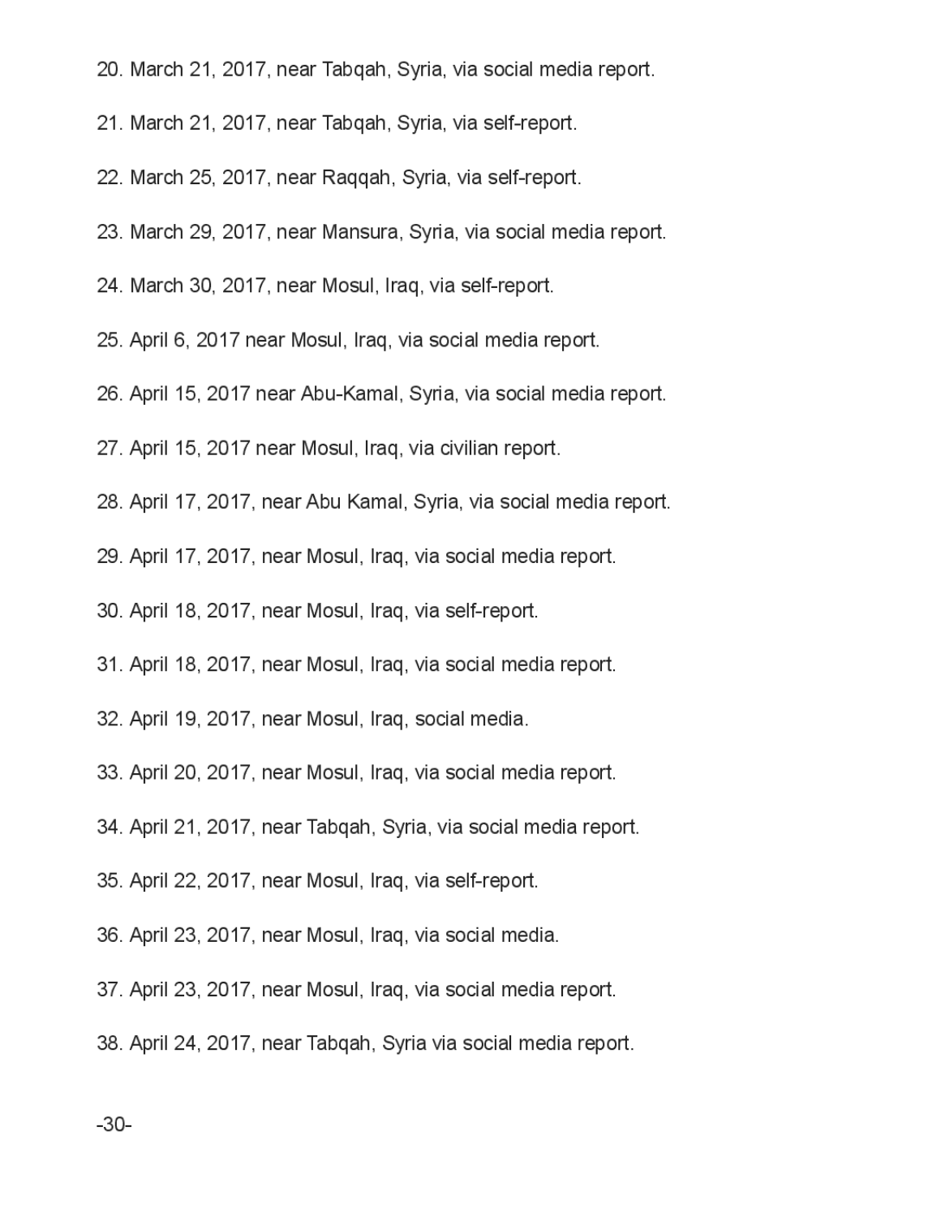20. March 21, 2017, near Tabqah, Syria, via social media report.

21. March 21, 2017, near Tabqah, Syria, via self-report.

22. March 25, 2017, near Raqqah, Syria, via self-report.

23. March 29, 2017, near Mansura, Syria, via social media report.

24. March 30, 2017, near Mosul, Iraq, via self-report.

25. April 6, 2017 near Mosul, Iraq, via social media report.

26. April 15, 2017 near Abu-Kamal, Syria, via social media report.

27. April 15, 2017 near Mosul, Iraq, via civilian report.

28. April 17, 2017, near Abu Kamal, Syria, via social media report.

29. April 17, 2017, near Mosul, Iraq, via social media report.

30. April 18, 2017, near Mosul, Iraq, via self-report.

31. April 18, 2017, near Mosul, Iraq, via social media report.

32. April 19, 2017, near Mosul, Iraq, social media.

33. April 20, 2017, near Mosul, Iraq, via social media report.

34. April 21, 2017, near Tabqah, Syria, via social media report.

35. April 22, 2017, near Mosul, Iraq, via self-report.

36. April 23, 2017, near Mosul, Iraq, via social media.

37. April 23, 2017, near Mosul, Iraq, via social media report.

38. April 24, 2017, near Tabqah, Syria via social media report.